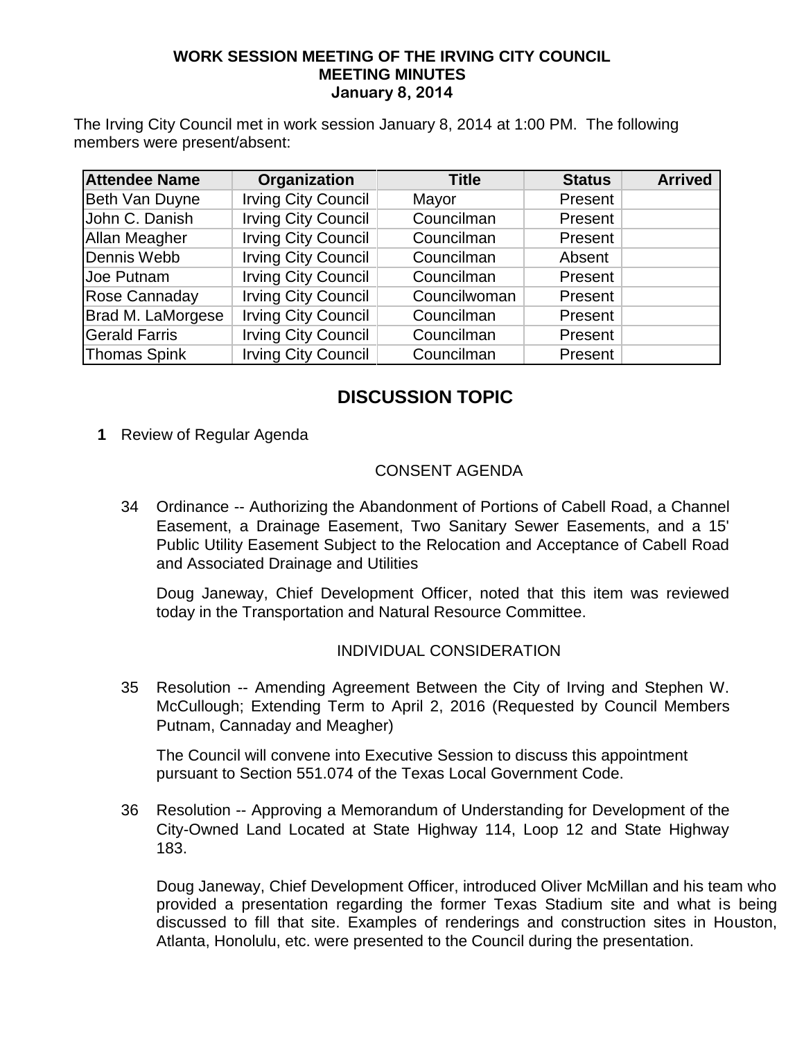**WORK SESSION MEETING OF THE IRVING CITY COUNCIL**
**MEETING MINUTES**
**January 8, 2014**

The Irving City Council met in work session January 8, 2014 at 1:00 PM. The following members were present/absent:

| Attendee Name | Organization | Title | Status | Arrived |
|---|---|---|---|---|
| Beth Van Duyne | Irving City Council | Mayor | Present | |
| John C. Danish | Irving City Council | Councilman | Present | |
| Allan Meagher | Irving City Council | Councilman | Present | |
| Dennis Webb | Irving City Council | Councilman | Absent | |
| Joe Putnam | Irving City Council | Councilman | Present | |
| Rose Cannaday | Irving City Council | Councilwoman | Present | |
| Brad M. LaMorgese | Irving City Council | Councilman | Present | |
| Gerald Farris | Irving City Council | Councilman | Present | |
| Thomas Spink | Irving City Council | Councilman | Present | |

## DISCUSSION TOPIC

**1** Review of Regular Agenda

CONSENT AGENDA

34 Ordinance -- Authorizing the Abandonment of Portions of Cabell Road, a Channel Easement, a Drainage Easement, Two Sanitary Sewer Easements, and a 15' Public Utility Easement Subject to the Relocation and Acceptance of Cabell Road and Associated Drainage and Utilities

Doug Janeway, Chief Development Officer, noted that this item was reviewed today in the Transportation and Natural Resource Committee.

INDIVIDUAL CONSIDERATION

35 Resolution -- Amending Agreement Between the City of Irving and Stephen W. McCullough; Extending Term to April 2, 2016 (Requested by Council Members Putnam, Cannaday and Meagher)

The Council will convene into Executive Session to discuss this appointment pursuant to Section 551.074 of the Texas Local Government Code.

36 Resolution -- Approving a Memorandum of Understanding for Development of the City-Owned Land Located at State Highway 114, Loop 12 and State Highway 183.

Doug Janeway, Chief Development Officer, introduced Oliver McMillan and his team who provided a presentation regarding the former Texas Stadium site and what is being discussed to fill that site. Examples of renderings and construction sites in Houston, Atlanta, Honolulu, etc. were presented to the Council during the presentation.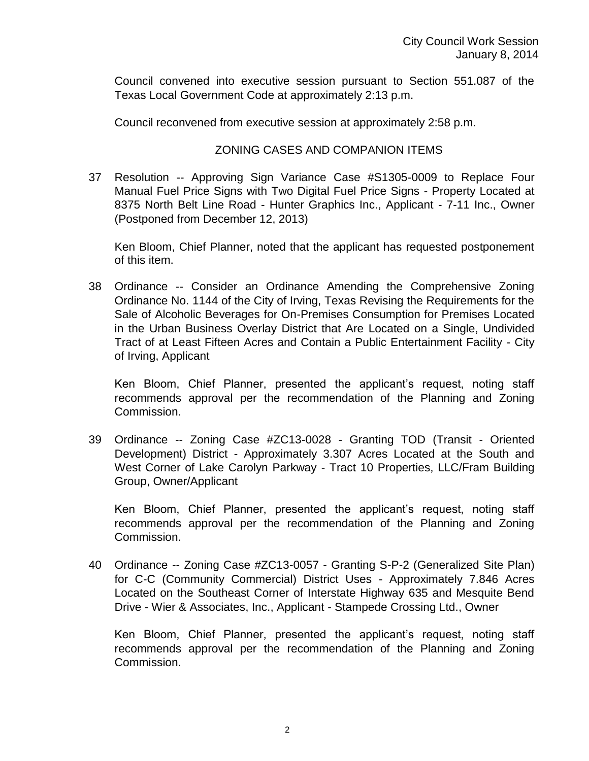Council convened into executive session pursuant to Section 551.087 of the Texas Local Government Code at approximately 2:13 p.m.

Council reconvened from executive session at approximately 2:58 p.m.

## ZONING CASES AND COMPANION ITEMS

37 Resolution -- Approving Sign Variance Case #S1305-0009 to Replace Four Manual Fuel Price Signs with Two Digital Fuel Price Signs - Property Located at 8375 North Belt Line Road - Hunter Graphics Inc., Applicant - 7-11 Inc., Owner (Postponed from December 12, 2013)

Ken Bloom, Chief Planner, noted that the applicant has requested postponement of this item.

38 Ordinance -- Consider an Ordinance Amending the Comprehensive Zoning Ordinance No. 1144 of the City of Irving, Texas Revising the Requirements for the Sale of Alcoholic Beverages for On-Premises Consumption for Premises Located in the Urban Business Overlay District that Are Located on a Single, Undivided Tract of at Least Fifteen Acres and Contain a Public Entertainment Facility - City of Irving, Applicant

Ken Bloom, Chief Planner, presented the applicant's request, noting staff recommends approval per the recommendation of the Planning and Zoning Commission.

39 Ordinance -- Zoning Case #ZC13-0028 - Granting TOD (Transit - Oriented Development) District - Approximately 3.307 Acres Located at the South and West Corner of Lake Carolyn Parkway - Tract 10 Properties, LLC/Fram Building Group, Owner/Applicant

Ken Bloom, Chief Planner, presented the applicant's request, noting staff recommends approval per the recommendation of the Planning and Zoning Commission.

40 Ordinance -- Zoning Case #ZC13-0057 - Granting S-P-2 (Generalized Site Plan) for C-C (Community Commercial) District Uses - Approximately 7.846 Acres Located on the Southeast Corner of Interstate Highway 635 and Mesquite Bend Drive - Wier & Associates, Inc., Applicant - Stampede Crossing Ltd., Owner

Ken Bloom, Chief Planner, presented the applicant's request, noting staff recommends approval per the recommendation of the Planning and Zoning Commission.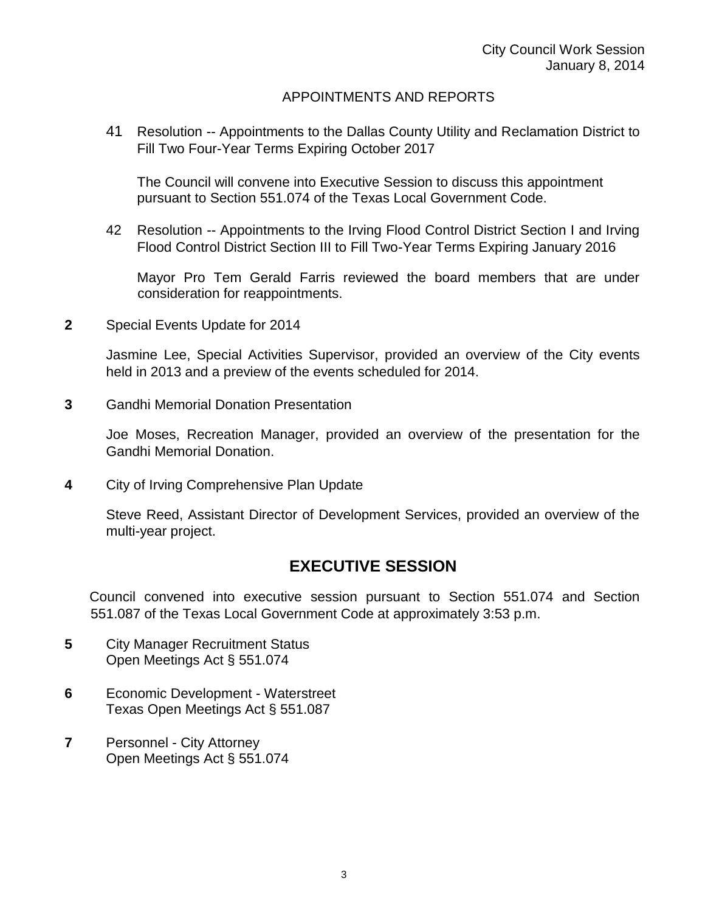## APPOINTMENTS AND REPORTS

41 Resolution -- Appointments to the Dallas County Utility and Reclamation District to Fill Two Four-Year Terms Expiring October 2017

The Council will convene into Executive Session to discuss this appointment pursuant to Section 551.074 of the Texas Local Government Code.

42 Resolution -- Appointments to the Irving Flood Control District Section I and Irving Flood Control District Section III to Fill Two-Year Terms Expiring January 2016

Mayor Pro Tem Gerald Farris reviewed the board members that are under consideration for reappointments.

**2** Special Events Update for 2014

Jasmine Lee, Special Activities Supervisor, provided an overview of the City events held in 2013 and a preview of the events scheduled for 2014.

**3** Gandhi Memorial Donation Presentation

Joe Moses, Recreation Manager, provided an overview of the presentation for the Gandhi Memorial Donation.

**4** City of Irving Comprehensive Plan Update

Steve Reed, Assistant Director of Development Services, provided an overview of the multi-year project.

## EXECUTIVE SESSION

Council convened into executive session pursuant to Section 551.074 and Section 551.087 of the Texas Local Government Code at approximately 3:53 p.m.

**5** City Manager Recruitment Status
Open Meetings Act § 551.074

**6** Economic Development - Waterstreet
Texas Open Meetings Act § 551.087

**7** Personnel - City Attorney
Open Meetings Act § 551.074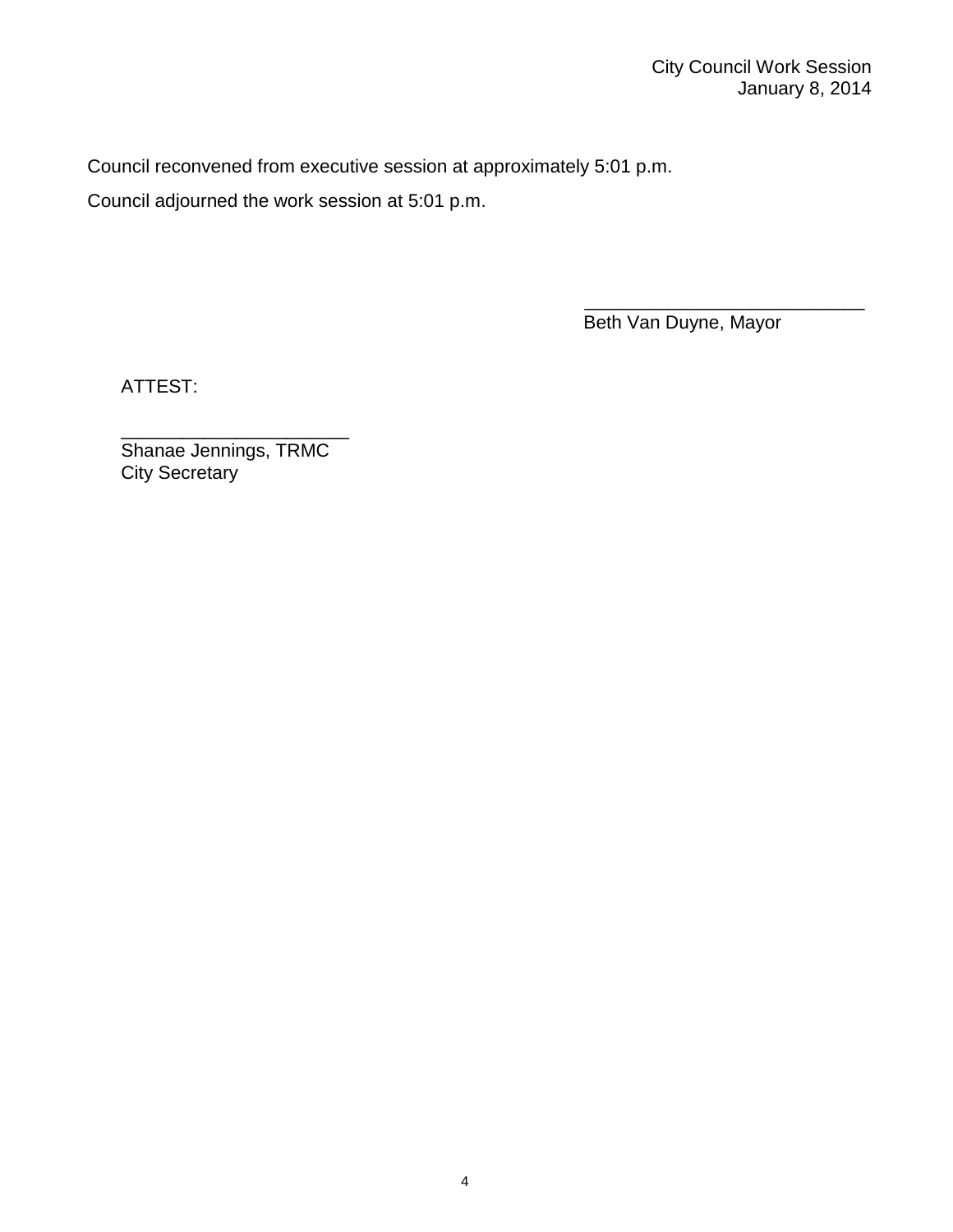Council reconvened from executive session at approximately 5:01 p.m.

Council adjourned the work session at 5:01 p.m.

\_\_\_\_\_\_\_\_\_\_\_\_\_\_\_\_\_\_\_\_\_\_\_\_\_\_\_\_

Beth Van Duyne, Mayor

ATTEST:

\_\_\_\_\_\_\_\_\_\_\_\_\_\_\_\_\_\_\_\_\_\_\_\_

Shanae Jennings, TRMC
City Secretary